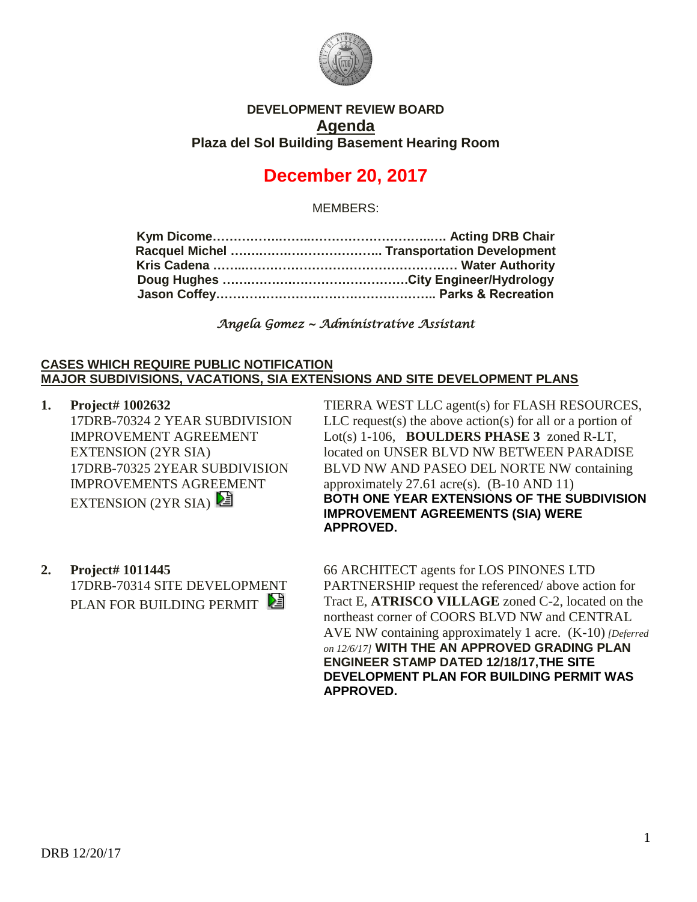**DEVELOPMENT REVIEW BOARD**

# Agenda

**Plaza del Sol Building Basement Hearing Room**

## December 20, 2017

MEMBERS:

**Kym Dicome……………………………………………… Acting DRB Chair**
**Racquel Michel ……………………………… Transportation Development**
**Kris Cadena ………………………………………………… Water Authority**
**Doug Hughes ………………………………………City Engineer/Hydrology**
**Jason Coffey……………………………………………… Parks & Recreation**

*Angela Gomez ~ Administrative Assistant*

**CASES WHICH REQUIRE PUBLIC NOTIFICATION**
**MAJOR SUBDIVISIONS, VACATIONS, SIA EXTENSIONS AND SITE DEVELOPMENT PLANS**

1. **Project# 1002632**
17DRB-70324 2 YEAR SUBDIVISION IMPROVEMENT AGREEMENT EXTENSION (2YR SIA)
17DRB-70325 2YEAR SUBDIVISION IMPROVEMENTS AGREEMENT EXTENSION (2YR SIA)

   TIERRA WEST LLC agent(s) for FLASH RESOURCES, LLC request(s) the above action(s) for all or a portion of Lot(s) 1-106, **BOULDERS PHASE 3** zoned R-LT, located on UNSER BLVD NW BETWEEN PARADISE BLVD NW AND PASEO DEL NORTE NW containing approximately 27.61 acre(s). (B-10 AND 11)
   **BOTH ONE YEAR EXTENSIONS OF THE SUBDIVISION IMPROVEMENT AGREEMENTS (SIA) WERE APPROVED.**

2. **Project# 1011445**
17DRB-70314 SITE DEVELOPMENT PLAN FOR BUILDING PERMIT

   66 ARCHITECT agents for LOS PINONES LTD PARTNERSHIP request the referenced/ above action for Tract E, **ATRISCO VILLAGE** zoned C-2, located on the northeast corner of COORS BLVD NW and CENTRAL AVE NW containing approximately 1 acre. (K-10) *[Deferred on 12/6/17]* **WITH THE AN APPROVED GRADING PLAN ENGINEER STAMP DATED 12/18/17,THE SITE DEVELOPMENT PLAN FOR BUILDING PERMIT WAS APPROVED.**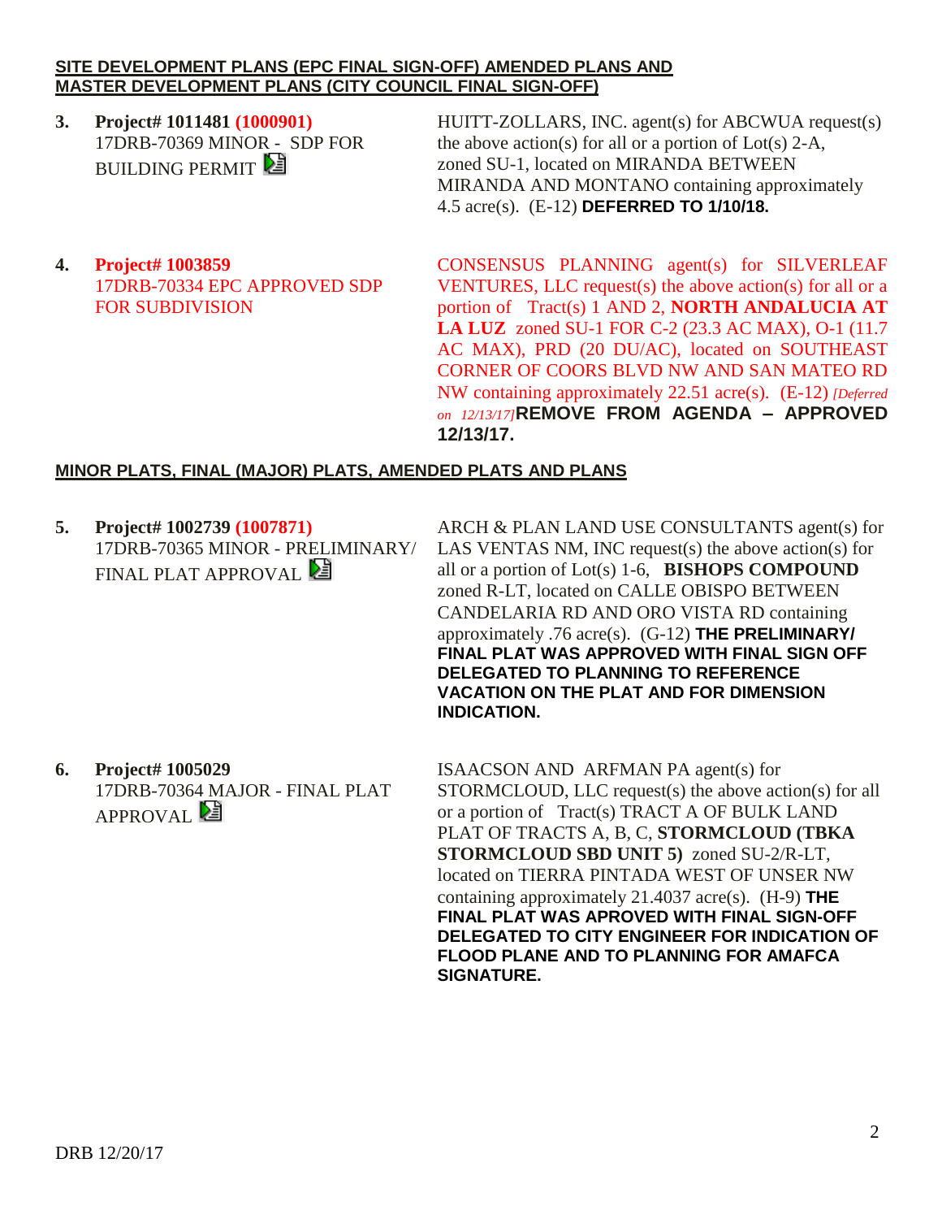**SITE DEVELOPMENT PLANS (EPC FINAL SIGN-OFF) AMENDED PLANS AND MASTER DEVELOPMENT PLANS (CITY COUNCIL FINAL SIGN-OFF)**

3. **Project# 1011481 (1000901)**
17DRB-70369 MINOR - SDP FOR BUILDING PERMIT

HUITT-ZOLLARS, INC. agent(s) for ABCWUA request(s) the above action(s) for all or a portion of Lot(s) 2-A, zoned SU-1, located on MIRANDA BETWEEN MIRANDA AND MONTANO containing approximately 4.5 acre(s). (E-12) **DEFERRED TO 1/10/18.**

4. **Project# 1003859**
17DRB-70334 EPC APPROVED SDP FOR SUBDIVISION

CONSENSUS PLANNING agent(s) for SILVERLEAF VENTURES, LLC request(s) the above action(s) for all or a portion of Tract(s) 1 AND 2, **NORTH ANDALUCIA AT LA LUZ** zoned SU-1 FOR C-2 (23.3 AC MAX), O-1 (11.7 AC MAX), PRD (20 DU/AC), located on SOUTHEAST CORNER OF COORS BLVD NW AND SAN MATEO RD NW containing approximately 22.51 acre(s). (E-12) *[Deferred on 12/13/17]* **REMOVE FROM AGENDA – APPROVED 12/13/17.**

**MINOR PLATS, FINAL (MAJOR) PLATS, AMENDED PLATS AND PLANS**

5. **Project# 1002739 (1007871)**
17DRB-70365 MINOR - PRELIMINARY/ FINAL PLAT APPROVAL

ARCH & PLAN LAND USE CONSULTANTS agent(s) for LAS VENTAS NM, INC request(s) the above action(s) for all or a portion of Lot(s) 1-6, **BISHOPS COMPOUND** zoned R-LT, located on CALLE OBISPO BETWEEN CANDELARIA RD AND ORO VISTA RD containing approximately .76 acre(s). (G-12) **THE PRELIMINARY/ FINAL PLAT WAS APPROVED WITH FINAL SIGN OFF DELEGATED TO PLANNING TO REFERENCE VACATION ON THE PLAT AND FOR DIMENSION INDICATION.**

6. **Project# 1005029**
17DRB-70364 MAJOR - FINAL PLAT APPROVAL

ISAACSON AND ARFMAN PA agent(s) for STORMCLOUD, LLC request(s) the above action(s) for all or a portion of Tract(s) TRACT A OF BULK LAND PLAT OF TRACTS A, B, C, **STORMCLOUD (TBKA STORMCLOUD SBD UNIT 5)** zoned SU-2/R-LT, located on TIERRA PINTADA WEST OF UNSER NW containing approximately 21.4037 acre(s). (H-9) **THE FINAL PLAT WAS APROVED WITH FINAL SIGN-OFF DELEGATED TO CITY ENGINEER FOR INDICATION OF FLOOD PLANE AND TO PLANNING FOR AMAFCA SIGNATURE.**

DRB 12/20/17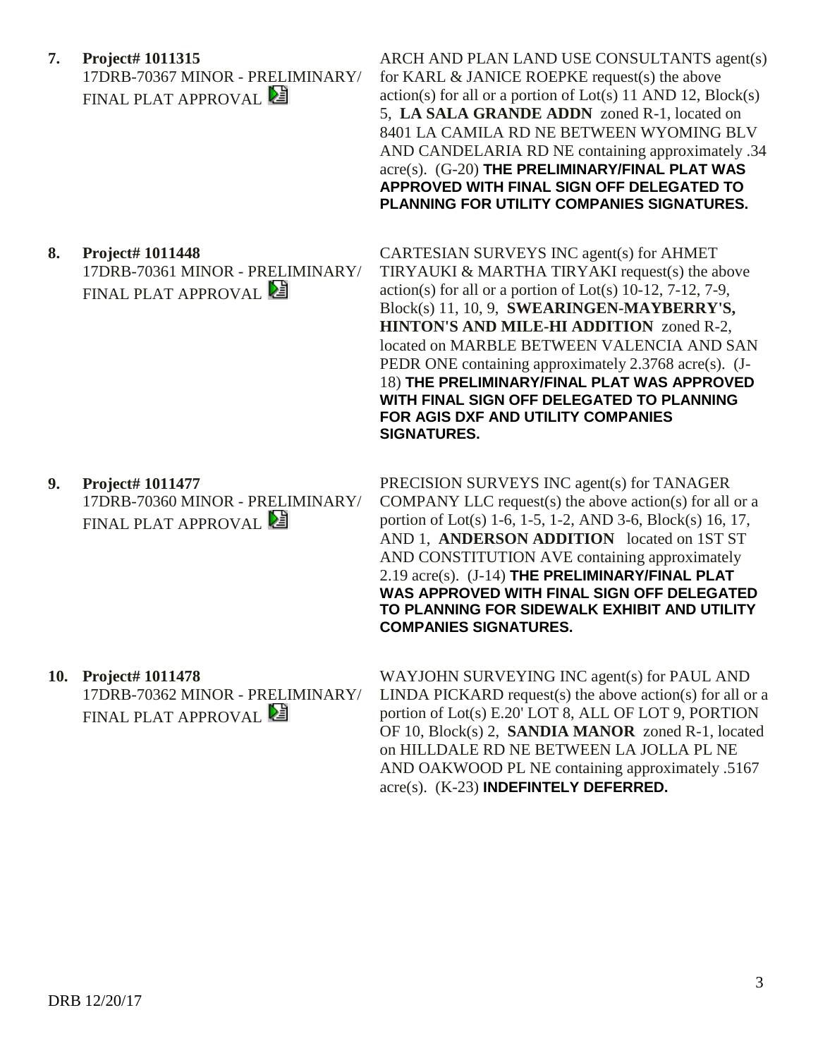7. **Project# 1011315**
17DRB-70367 MINOR - PRELIMINARY/ FINAL PLAT APPROVAL

ARCH AND PLAN LAND USE CONSULTANTS agent(s) for KARL & JANICE ROEPKE request(s) the above action(s) for all or a portion of Lot(s) 11 AND 12, Block(s) 5, **LA SALA GRANDE ADDN** zoned R-1, located on 8401 LA CAMILA RD NE BETWEEN WYOMING BLV AND CANDELARIA RD NE containing approximately .34 acre(s). (G-20) **THE PRELIMINARY/FINAL PLAT WAS APPROVED WITH FINAL SIGN OFF DELEGATED TO PLANNING FOR UTILITY COMPANIES SIGNATURES.**

8. **Project# 1011448**
17DRB-70361 MINOR - PRELIMINARY/ FINAL PLAT APPROVAL

CARTESIAN SURVEYS INC agent(s) for AHMET TIRYAUKI & MARTHA TIRYAKI request(s) the above action(s) for all or a portion of Lot(s) 10-12, 7-12, 7-9, Block(s) 11, 10, 9, **SWEARINGEN-MAYBERRY'S, HINTON'S AND MILE-HI ADDITION** zoned R-2, located on MARBLE BETWEEN VALENCIA AND SAN PEDR ONE containing approximately 2.3768 acre(s). (J-18) **THE PRELIMINARY/FINAL PLAT WAS APPROVED WITH FINAL SIGN OFF DELEGATED TO PLANNING FOR AGIS DXF AND UTILITY COMPANIES SIGNATURES.**

9. **Project# 1011477**
17DRB-70360 MINOR - PRELIMINARY/ FINAL PLAT APPROVAL

PRECISION SURVEYS INC agent(s) for TANAGER COMPANY LLC request(s) the above action(s) for all or a portion of Lot(s) 1-6, 1-5, 1-2, AND 3-6, Block(s) 16, 17, AND 1, **ANDERSON ADDITION** located on 1ST ST AND CONSTITUTION AVE containing approximately 2.19 acre(s). (J-14) **THE PRELIMINARY/FINAL PLAT WAS APPROVED WITH FINAL SIGN OFF DELEGATED TO PLANNING FOR SIDEWALK EXHIBIT AND UTILITY COMPANIES SIGNATURES.**

10. **Project# 1011478**
17DRB-70362 MINOR - PRELIMINARY/ FINAL PLAT APPROVAL

WAYJOHN SURVEYING INC agent(s) for PAUL AND LINDA PICKARD request(s) the above action(s) for all or a portion of Lot(s) E.20' LOT 8, ALL OF LOT 9, PORTION OF 10, Block(s) 2, **SANDIA MANOR** zoned R-1, located on HILLDALE RD NE BETWEEN LA JOLLA PL NE AND OAKWOOD PL NE containing approximately .5167 acre(s). (K-23) **INDEFINTELY DEFERRED.**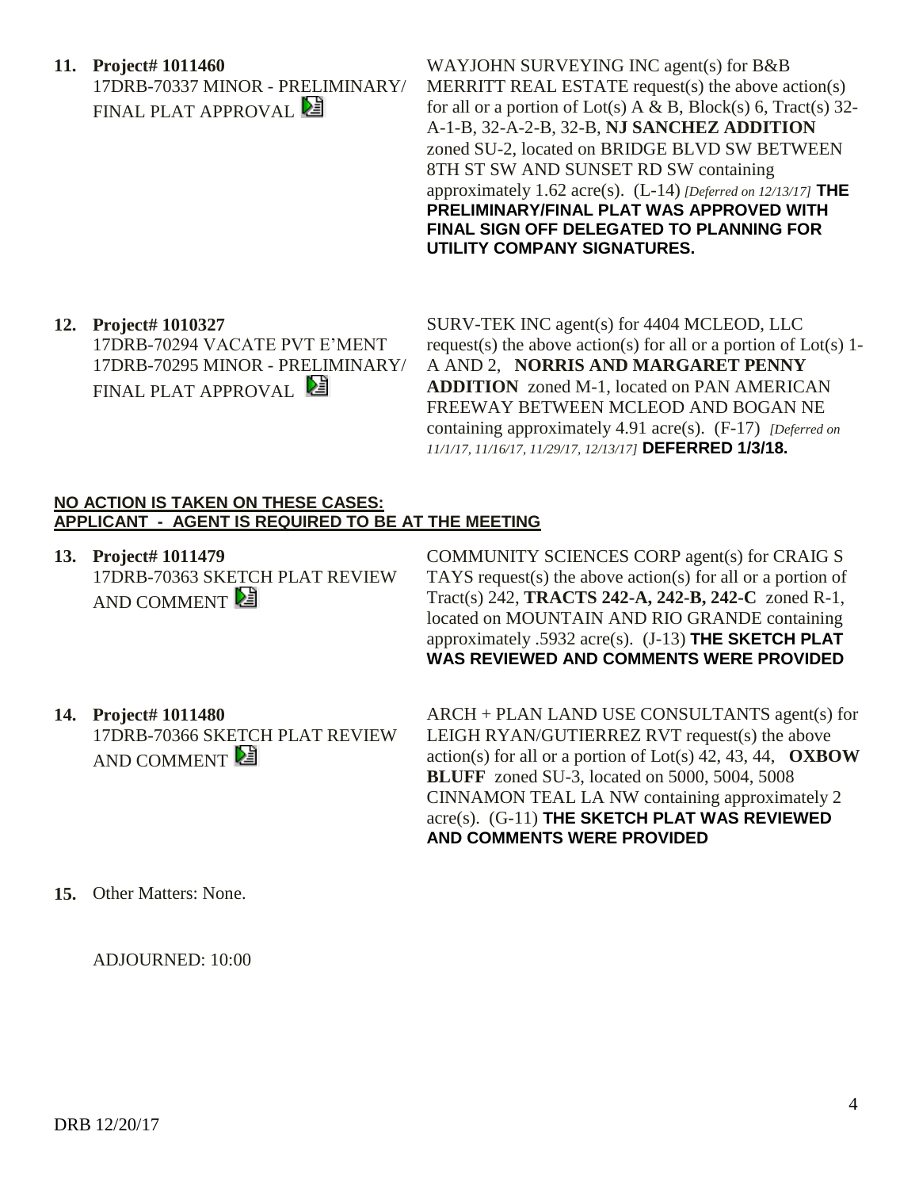**11. Project# 1011460**
17DRB-70337 MINOR - PRELIMINARY/ FINAL PLAT APPROVAL

WAYJOHN SURVEYING INC agent(s) for B&B MERRITT REAL ESTATE request(s) the above action(s) for all or a portion of Lot(s) A & B, Block(s) 6, Tract(s) 32-A-1-B, 32-A-2-B, 32-B, **NJ SANCHEZ ADDITION** zoned SU-2, located on BRIDGE BLVD SW BETWEEN 8TH ST SW AND SUNSET RD SW containing approximately 1.62 acre(s). (L-14) *[Deferred on 12/13/17]* **THE PRELIMINARY/FINAL PLAT WAS APPROVED WITH FINAL SIGN OFF DELEGATED TO PLANNING FOR UTILITY COMPANY SIGNATURES.**

**12. Project# 1010327**
17DRB-70294 VACATE PVT E'MENT
17DRB-70295 MINOR - PRELIMINARY/ FINAL PLAT APPROVAL

SURV-TEK INC agent(s) for 4404 MCLEOD, LLC request(s) the above action(s) for all or a portion of Lot(s) 1-A AND 2, **NORRIS AND MARGARET PENNY ADDITION** zoned M-1, located on PAN AMERICAN FREEWAY BETWEEN MCLEOD AND BOGAN NE containing approximately 4.91 acre(s). (F-17) *[Deferred on 11/1/17, 11/16/17, 11/29/17, 12/13/17]* **DEFERRED 1/3/18.**

**NO ACTION IS TAKEN ON THESE CASES:**
**APPLICANT - AGENT IS REQUIRED TO BE AT THE MEETING**

**13. Project# 1011479**
17DRB-70363 SKETCH PLAT REVIEW AND COMMENT

COMMUNITY SCIENCES CORP agent(s) for CRAIG S TAYS request(s) the above action(s) for all or a portion of Tract(s) 242, **TRACTS 242-A, 242-B, 242-C** zoned R-1, located on MOUNTAIN AND RIO GRANDE containing approximately .5932 acre(s). (J-13) **THE SKETCH PLAT WAS REVIEWED AND COMMENTS WERE PROVIDED**

**14. Project# 1011480**
17DRB-70366 SKETCH PLAT REVIEW AND COMMENT

ARCH + PLAN LAND USE CONSULTANTS agent(s) for LEIGH RYAN/GUTIERREZ RVT request(s) the above action(s) for all or a portion of Lot(s) 42, 43, 44, **OXBOW BLUFF** zoned SU-3, located on 5000, 5004, 5008 CINNAMON TEAL LA NW containing approximately 2 acre(s). (G-11) **THE SKETCH PLAT WAS REVIEWED AND COMMENTS WERE PROVIDED**

**15.** Other Matters: None.

ADJOURNED: 10:00